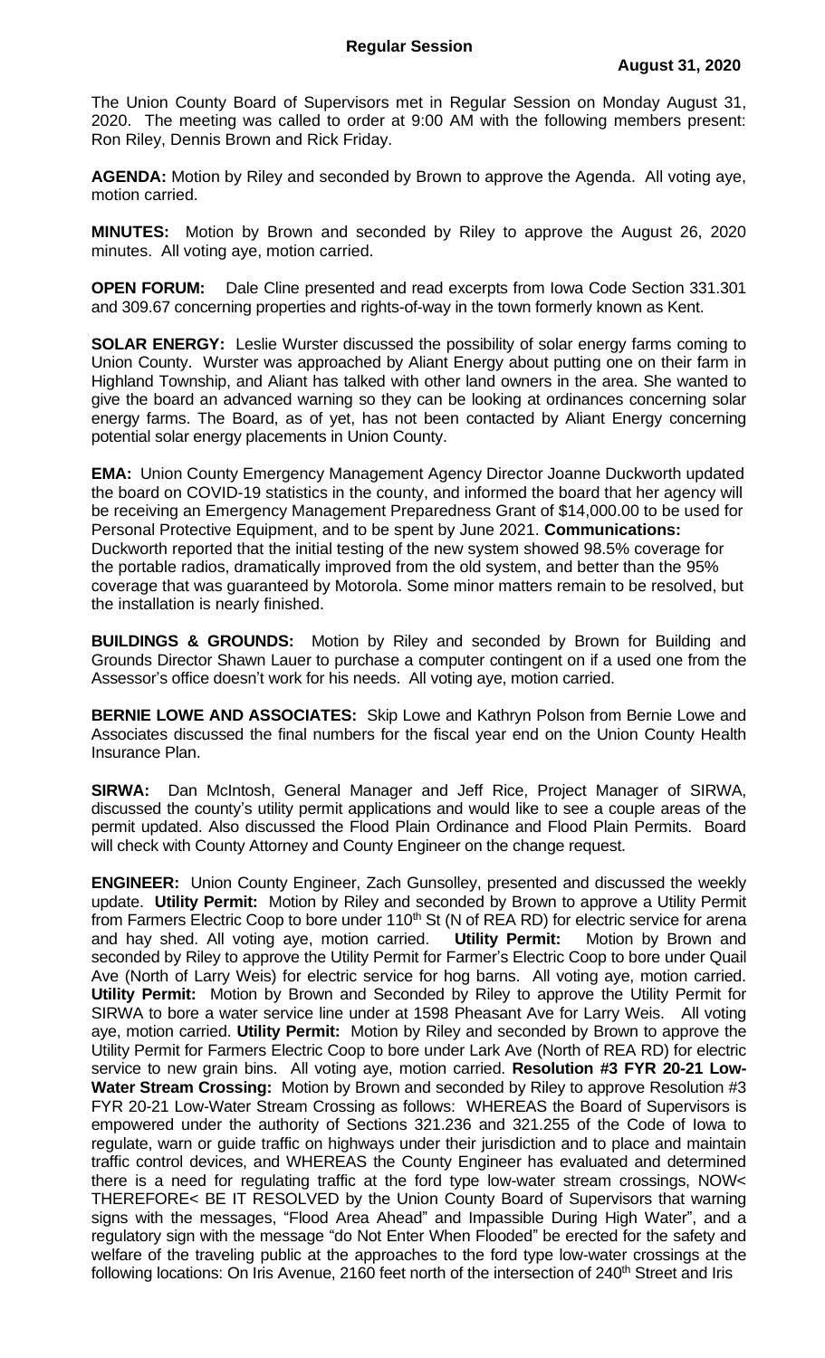# Regular Session

**August 31, 2020**

The Union County Board of Supervisors met in Regular Session on Monday August 31, 2020. The meeting was called to order at 9:00 AM with the following members present: Ron Riley, Dennis Brown and Rick Friday.

**AGENDA:** Motion by Riley and seconded by Brown to approve the Agenda. All voting aye, motion carried.

**MINUTES:** Motion by Brown and seconded by Riley to approve the August 26, 2020 minutes. All voting aye, motion carried.

**OPEN FORUM:** Dale Cline presented and read excerpts from Iowa Code Section 331.301 and 309.67 concerning properties and rights-of-way in the town formerly known as Kent.

**SOLAR ENERGY:** Leslie Wurster discussed the possibility of solar energy farms coming to Union County. Wurster was approached by Aliant Energy about putting one on their farm in Highland Township, and Aliant has talked with other land owners in the area. She wanted to give the board an advanced warning so they can be looking at ordinances concerning solar energy farms. The Board, as of yet, has not been contacted by Aliant Energy concerning potential solar energy placements in Union County.

**EMA:** Union County Emergency Management Agency Director Joanne Duckworth updated the board on COVID-19 statistics in the county, and informed the board that her agency will be receiving an Emergency Management Preparedness Grant of $14,000.00 to be used for Personal Protective Equipment, and to be spent by June 2021. **Communications:** Duckworth reported that the initial testing of the new system showed 98.5% coverage for the portable radios, dramatically improved from the old system, and better than the 95% coverage that was guaranteed by Motorola. Some minor matters remain to be resolved, but the installation is nearly finished.

**BUILDINGS & GROUNDS:** Motion by Riley and seconded by Brown for Building and Grounds Director Shawn Lauer to purchase a computer contingent on if a used one from the Assessor's office doesn't work for his needs. All voting aye, motion carried.

**BERNIE LOWE AND ASSOCIATES:** Skip Lowe and Kathryn Polson from Bernie Lowe and Associates discussed the final numbers for the fiscal year end on the Union County Health Insurance Plan.

**SIRWA:** Dan McIntosh, General Manager and Jeff Rice, Project Manager of SIRWA, discussed the county's utility permit applications and would like to see a couple areas of the permit updated. Also discussed the Flood Plain Ordinance and Flood Plain Permits. Board will check with County Attorney and County Engineer on the change request.

**ENGINEER:** Union County Engineer, Zach Gunsolley, presented and discussed the weekly update. **Utility Permit:** Motion by Riley and seconded by Brown to approve a Utility Permit from Farmers Electric Coop to bore under 110th St (N of REA RD) for electric service for arena and hay shed. All voting aye, motion carried. **Utility Permit:** Motion by Brown and seconded by Riley to approve the Utility Permit for Farmer's Electric Coop to bore under Quail Ave (North of Larry Weis) for electric service for hog barns. All voting aye, motion carried. **Utility Permit:** Motion by Brown and Seconded by Riley to approve the Utility Permit for SIRWA to bore a water service line under at 1598 Pheasant Ave for Larry Weis. All voting aye, motion carried. **Utility Permit:** Motion by Riley and seconded by Brown to approve the Utility Permit for Farmers Electric Coop to bore under Lark Ave (North of REA RD) for electric service to new grain bins. All voting aye, motion carried. **Resolution #3 FYR 20-21 Low-Water Stream Crossing:** Motion by Brown and seconded by Riley to approve Resolution #3 FYR 20-21 Low-Water Stream Crossing as follows: WHEREAS the Board of Supervisors is empowered under the authority of Sections 321.236 and 321.255 of the Code of Iowa to regulate, warn or guide traffic on highways under their jurisdiction and to place and maintain traffic control devices, and WHEREAS the County Engineer has evaluated and determined there is a need for regulating traffic at the ford type low-water stream crossings, NOW< THEREFORE< BE IT RESOLVED by the Union County Board of Supervisors that warning signs with the messages, "Flood Area Ahead" and Impassible During High Water", and a regulatory sign with the message "do Not Enter When Flooded" be erected for the safety and welfare of the traveling public at the approaches to the ford type low-water crossings at the following locations: On Iris Avenue, 2160 feet north of the intersection of 240th Street and Iris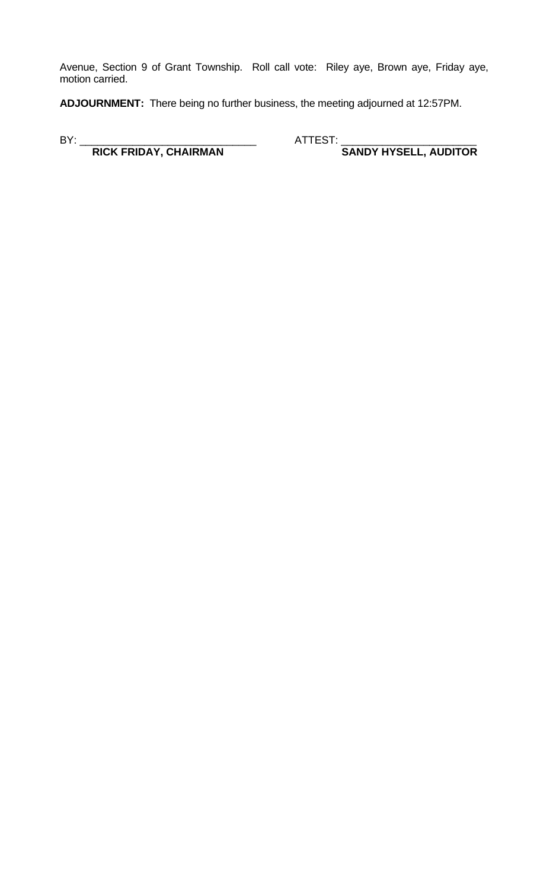Avenue, Section 9 of Grant Township. Roll call vote: Riley aye, Brown aye, Friday aye, motion carried.

**ADJOURNMENT:** There being no further business, the meeting adjourned at 12:57PM.

BY: ______________________________ ATTEST: _______________________

**RICK FRIDAY, CHAIRMAN** **SANDY HYSELL, AUDITOR**